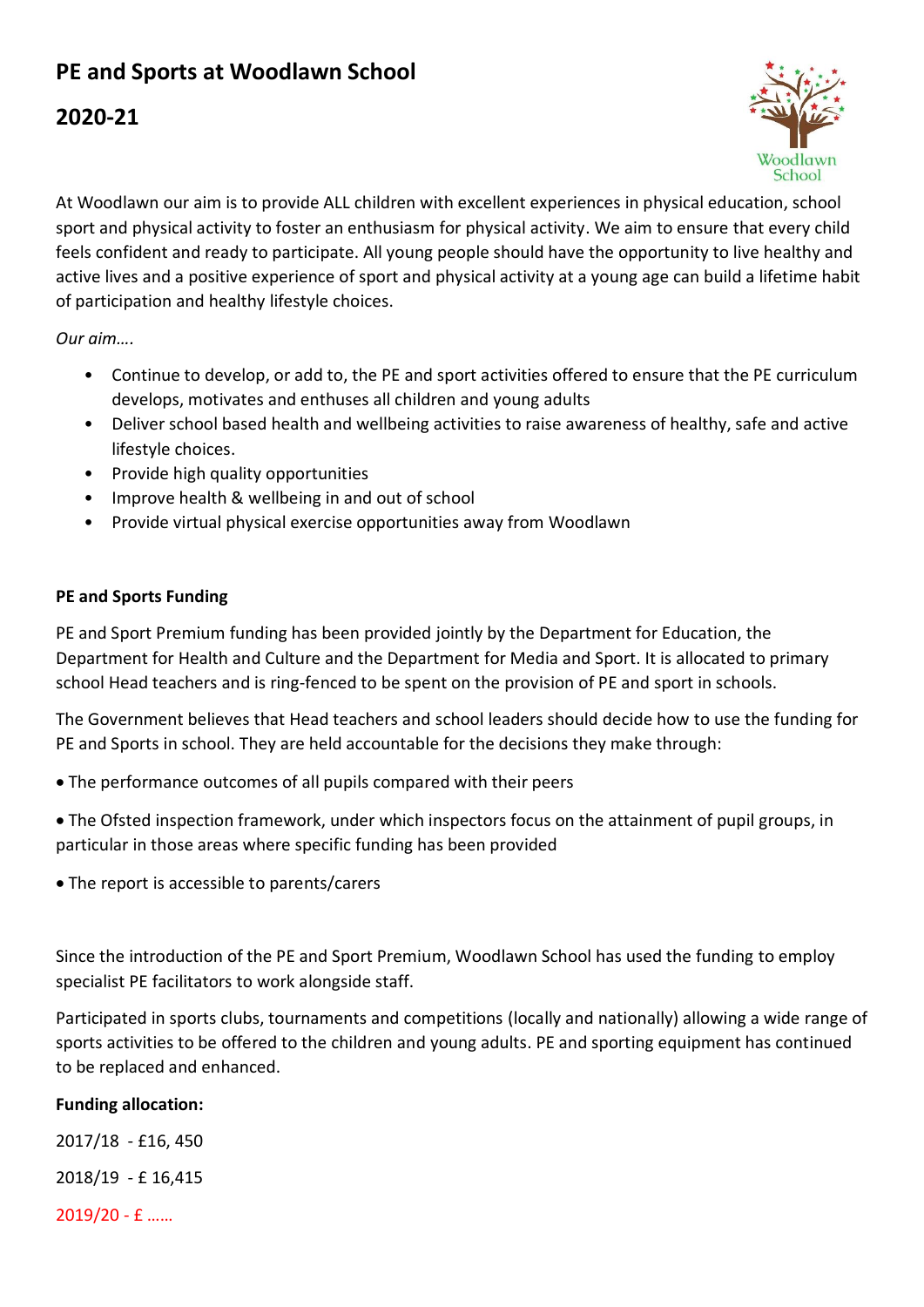# PE and Sports at Woodlawn School

## 2020-21

At Woodlawn our aim is to provide ALL children with excellent experiences in physical education, school sport and physical activity to foster an enthusiasm for physical activity. We aim to ensure that every child feels confident and ready to participate. All young people should have the opportunity to live healthy and active lives and a positive experience of sport and physical activity at a young age can build a lifetime habit of participation and healthy lifestyle choices.

*Our aim….*

- Continue to develop, or add to, the PE and sport activities offered to ensure that the PE curriculum develops, motivates and enthuses all children and young adults
- Deliver school based health and wellbeing activities to raise awareness of healthy, safe and active lifestyle choices.
- Provide high quality opportunities
- Improve health & wellbeing in and out of school
- Provide virtual physical exercise opportunities away from Woodlawn

**PE and Sports Funding**

PE and Sport Premium funding has been provided jointly by the Department for Education, the Department for Health and Culture and the Department for Media and Sport. It is allocated to primary school Head teachers and is ring-fenced to be spent on the provision of PE and sport in schools.

The Government believes that Head teachers and school leaders should decide how to use the funding for PE and Sports in school. They are held accountable for the decisions they make through:

- The performance outcomes of all pupils compared with their peers
- The Ofsted inspection framework, under which inspectors focus on the attainment of pupil groups, in particular in those areas where specific funding has been provided
- The report is accessible to parents/carers

Since the introduction of the PE and Sport Premium, Woodlawn School has used the funding to employ specialist PE facilitators to work alongside staff.

Participated in sports clubs, tournaments and competitions (locally and nationally) allowing a wide range of sports activities to be offered to the children and young adults. PE and sporting equipment has continued to be replaced and enhanced.

**Funding allocation:**

2017/18 - £16, 450

2018/19 - £ 16,415

2019/20 - £ ……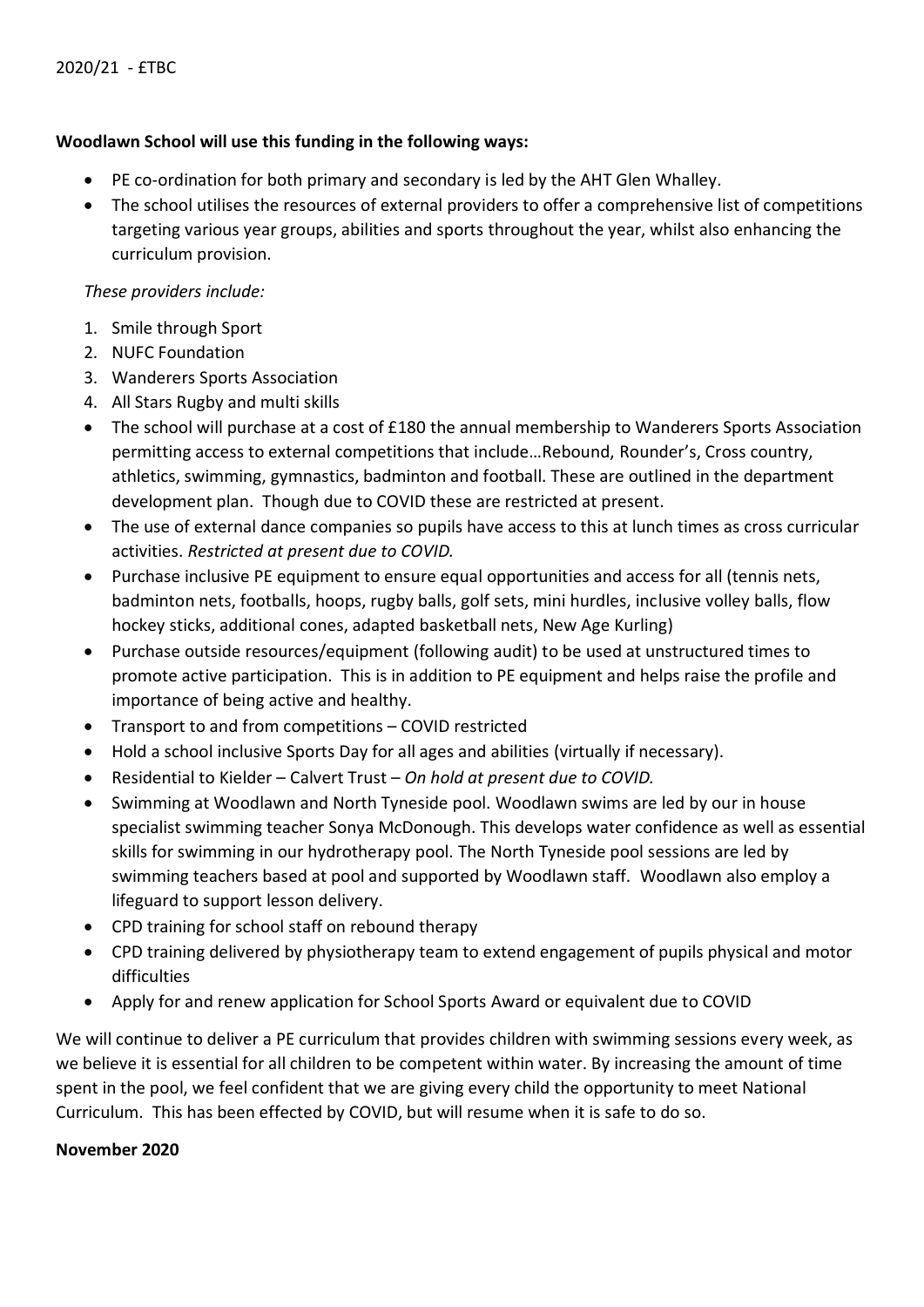2020/21 - £TBC

**Woodlawn School will use this funding in the following ways:**

- PE co-ordination for both primary and secondary is led by the AHT Glen Whalley.
- The school utilises the resources of external providers to offer a comprehensive list of competitions targeting various year groups, abilities and sports throughout the year, whilst also enhancing the curriculum provision.

*These providers include:*

1. Smile through Sport
2. NUFC Foundation
3. Wanderers Sports Association
4. All Stars Rugby and multi skills

- The school will purchase at a cost of £180 the annual membership to Wanderers Sports Association permitting access to external competitions that include…Rebound, Rounder's, Cross country, athletics, swimming, gymnastics, badminton and football. These are outlined in the department development plan. Though due to COVID these are restricted at present.
- The use of external dance companies so pupils have access to this at lunch times as cross curricular activities. *Restricted at present due to COVID.*
- Purchase inclusive PE equipment to ensure equal opportunities and access for all (tennis nets, badminton nets, footballs, hoops, rugby balls, golf sets, mini hurdles, inclusive volley balls, flow hockey sticks, additional cones, adapted basketball nets, New Age Kurling)
- Purchase outside resources/equipment (following audit) to be used at unstructured times to promote active participation. This is in addition to PE equipment and helps raise the profile and importance of being active and healthy.
- Transport to and from competitions – COVID restricted
- Hold a school inclusive Sports Day for all ages and abilities (virtually if necessary).
- Residential to Kielder – Calvert Trust – *On hold at present due to COVID.*
- Swimming at Woodlawn and North Tyneside pool. Woodlawn swims are led by our in house specialist swimming teacher Sonya McDonough. This develops water confidence as well as essential skills for swimming in our hydrotherapy pool. The North Tyneside pool sessions are led by swimming teachers based at pool and supported by Woodlawn staff. Woodlawn also employ a lifeguard to support lesson delivery.
- CPD training for school staff on rebound therapy
- CPD training delivered by physiotherapy team to extend engagement of pupils physical and motor difficulties
- Apply for and renew application for School Sports Award or equivalent due to COVID

We will continue to deliver a PE curriculum that provides children with swimming sessions every week, as we believe it is essential for all children to be competent within water. By increasing the amount of time spent in the pool, we feel confident that we are giving every child the opportunity to meet National Curriculum. This has been effected by COVID, but will resume when it is safe to do so.

**November 2020**